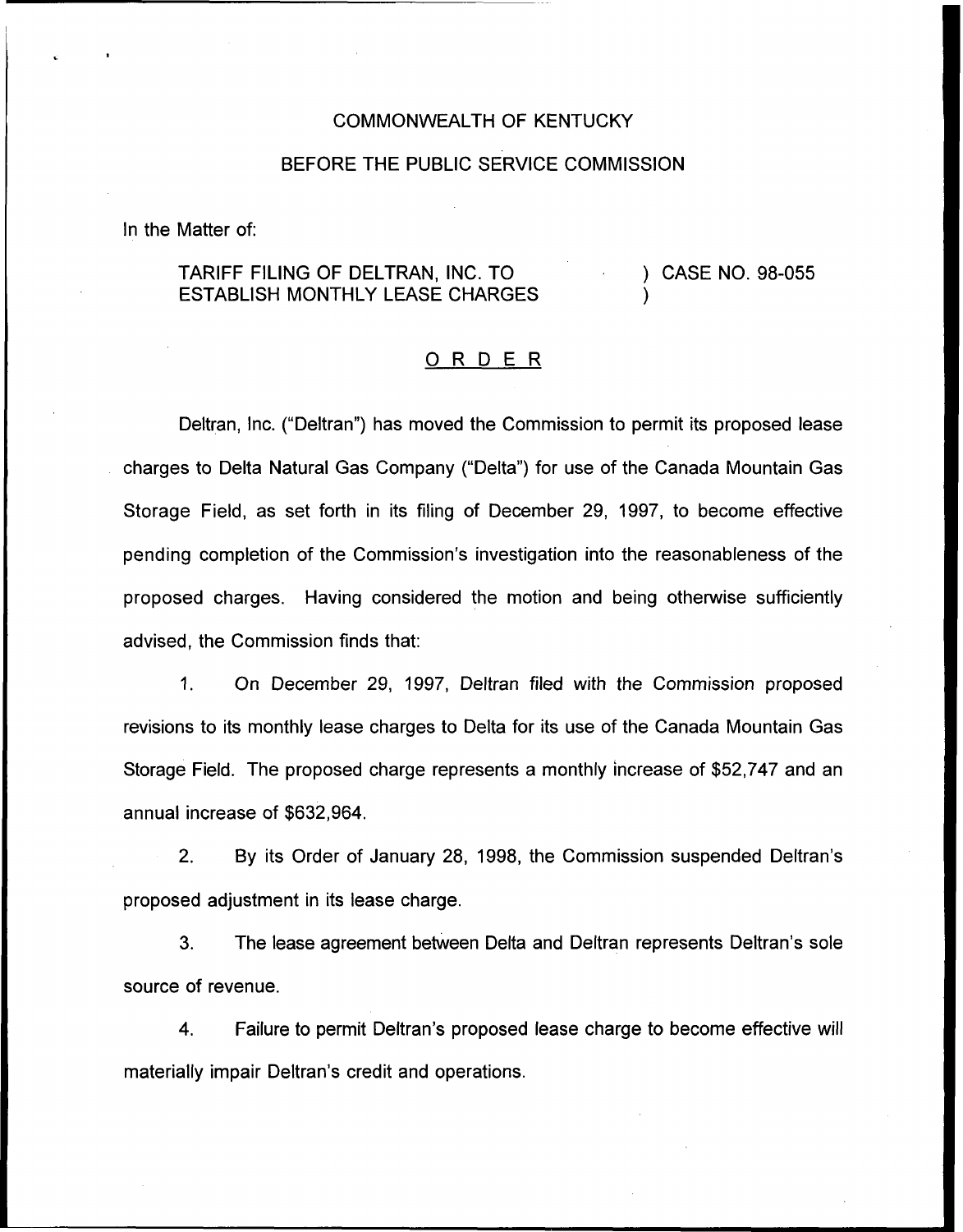COMMONWEALTH OF KENTUCKY

BEFORE THE PUBLIC SERVICE COMMISSION

In the Matter of:

TARIFF FILING OF DELTRAN, INC. TO ESTABLISH MONTHLY LEASE CHARGES ) CASE NO. 98-055

## ORDER

Deltran, Inc. ("Deltran") has moved the Commission to permit its proposed lease charges to Delta Natural Gas Company ("Delta") for use of the Canada Mountain Gas Storage Field, as set forth in its filing of December 29, 1997, to become effective pending completion of the Commission's investigation into the reasonableness of the proposed charges. Having considered the motion and being otherwise sufficiently advised, the Commission finds that:

1. On December 29, 1997, Deltran filed with the Commission proposed revisions to its monthly lease charges to Delta for its use of the Canada Mountain Gas Storage Field. The proposed charge represents a monthly increase of $52,747 and an annual increase of $632,964.

2. By its Order of January 28, 1998, the Commission suspended Deltran's proposed adjustment in its lease charge.

3. The lease agreement between Delta and Deltran represents Deltran's sole source of revenue.

4. Failure to permit Deltran's proposed lease charge to become effective will materially impair Deltran's credit and operations.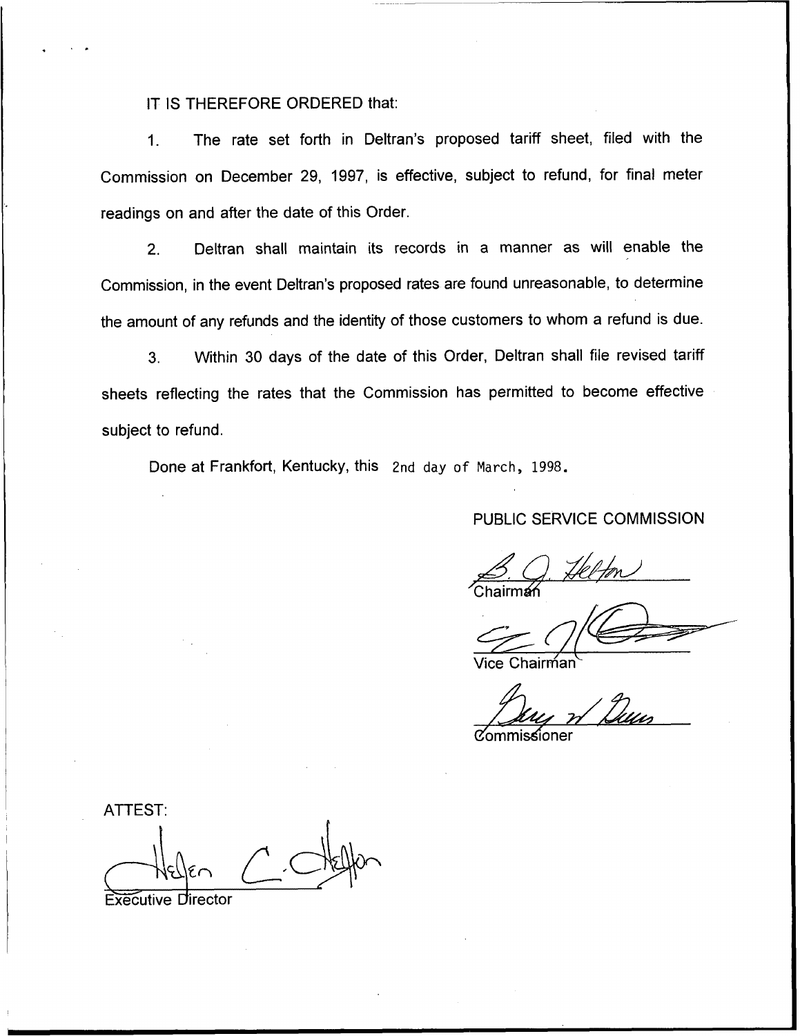IT IS THEREFORE ORDERED that:

1. The rate set forth in Deltran's proposed tariff sheet, filed with the Commission on December 29, 1997, is effective, subject to refund, for final meter readings on and after the date of this Order.

2. Deltran shall maintain its records in a manner as will enable the Commission, in the event Deltran's proposed rates are found unreasonable, to determine the amount of any refunds and the identity of those customers to whom a refund is due.

3. Within 30 days of the date of this Order, Deltran shall file revised tariff sheets reflecting the rates that the Commission has permitted to become effective subject to refund.

Done at Frankfort, Kentucky, this 2nd day of March, 1998.

PUBLIC SERVICE COMMISSION

Chairman

Vice Chairman

Commissioner

ATTEST:

Executive Director